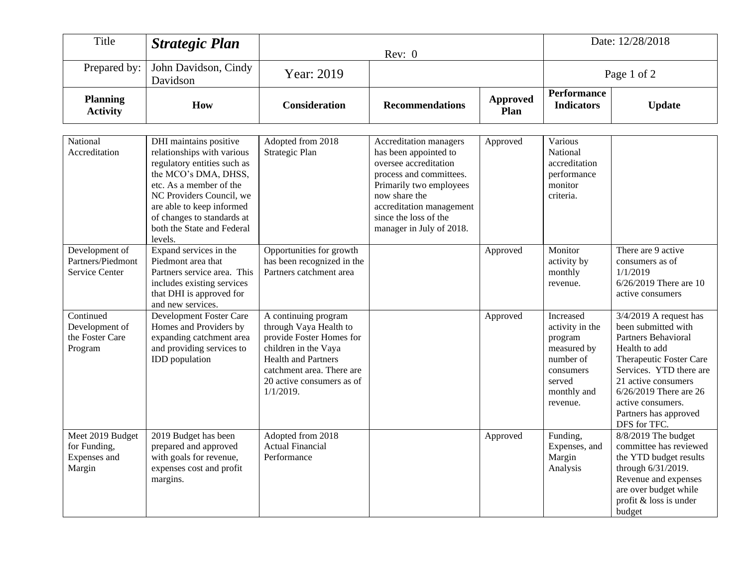| Title | ***Strategic Plan*** | Rev: 0 | | | Date: 12/28/2018 | |
|---|---|---|---|---|---|---|
| Prepared by: | John Davidson, Cindy Davidson | Year: 2019 | | | | |

| **Planning Activity** | **How** | **Consideration** | **Recommendations** | **Approved Plan** | **Performance Indicators** | **Update** |
|---|---|---|---|---|---|---|
| National Accreditation | DHI maintains positive relationships with various regulatory entities such as the MCO's DMA, DHSS, etc. As a member of the NC Providers Council, we are able to keep informed of changes to standards at both the State and Federal levels. | Adopted from 2018 Strategic Plan | Accreditation managers has been appointed to oversee accreditation process and committees. Primarily two employees now share the accreditation management since the loss of the manager in July of 2018. | Approved | Various National accreditation performance monitor criteria. | |
| Development of Partners/Piedmont Service Center | Expand services in the Piedmont area that Partners service area. This includes existing services that DHI is approved for and new services. | Opportunities for growth has been recognized in the Partners catchment area | | Approved | Monitor activity by monthly revenue. | There are 9 active consumers as of 1/1/2019<br>6/26/2019 There are 10 active consumers |
| Continued Development of the Foster Care Program | Development Foster Care Homes and Providers by expanding catchment area and providing services to IDD population | A continuing program through Vaya Health to provide Foster Homes for children in the Vaya Health and Partners catchment area. There are 20 active consumers as of 1/1/2019. | | Approved | Increased activity in the program measured by number of consumers served monthly and revenue. | 3/4/2019 A request has been submitted with Partners Behavioral Health to add Therapeutic Foster Care Services. YTD there are 21 active consumers<br>6/26/2019 There are 26 active consumers. Partners has approved DFS for TFC. |
| Meet 2019 Budget for Funding, Expenses and Margin | 2019 Budget has been prepared and approved with goals for revenue, expenses cost and profit margins. | Adopted from 2018 Actual Financial Performance | | Approved | Funding, Expenses, and Margin Analysis | 8/8/2019 The budget committee has reviewed the YTD budget results through 6/31/2019. Revenue and expenses are over budget while profit & loss is under budget |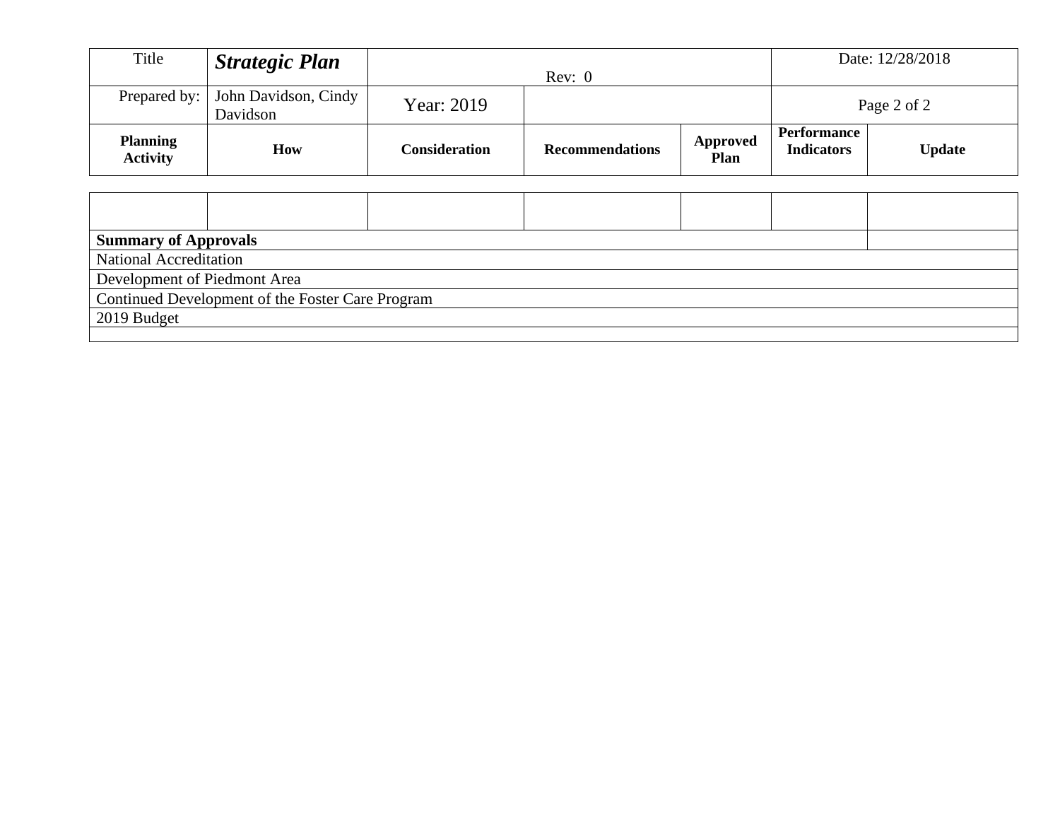| Title | *Strategic Plan* | Rev: 0 | | | Date: 12/28/2018 | |
|---|---|---|---|---|---|---|
| Prepared by: | John Davidson, Cindy Davidson | Year: 2019 | | | | |
| **Planning Activity** | **How** | **Consideration** | **Recommendations** | **Approved Plan** | **Performance Indicators** | **Update** |

| | | | | | | |
|---|---|---|---|---|---|---|
| | | | | | | |
| **Summary of Approvals** | | | | | | |
| National Accreditation | | | | | | |
| Development of Piedmont Area | | | | | | |
| Continued Development of the Foster Care Program | | | | | | |
| 2019 Budget | | | | | | |
| | | | | | | |